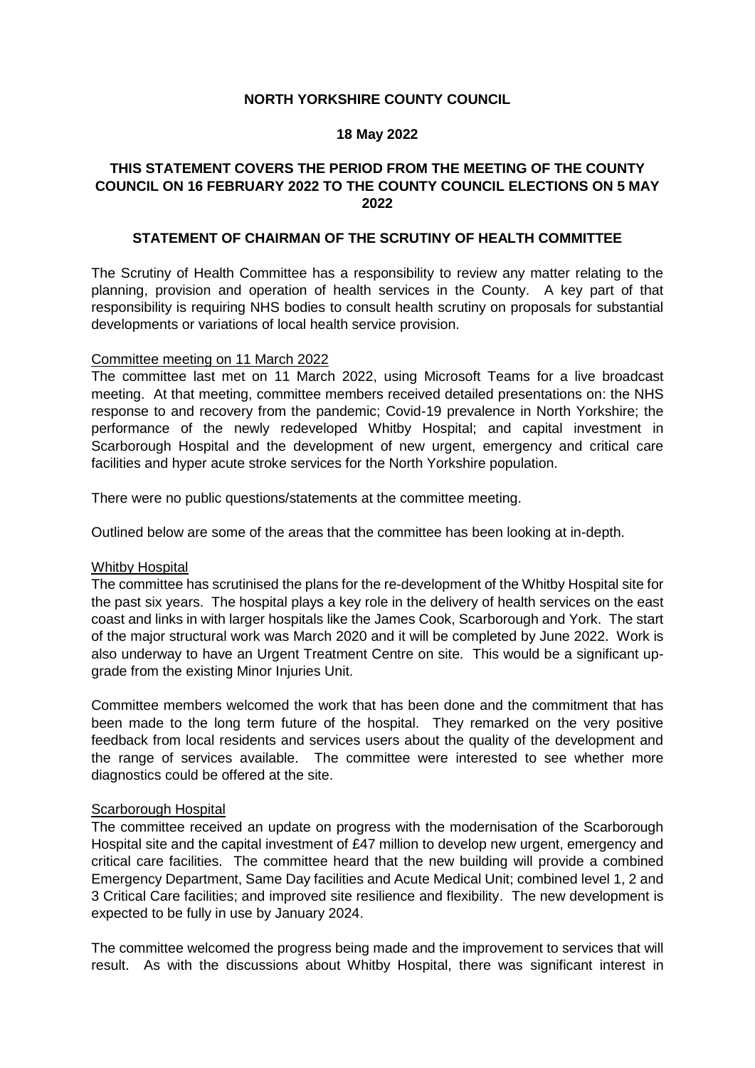**NORTH YORKSHIRE COUNTY COUNCIL**

**18 May 2022**

**THIS STATEMENT COVERS THE PERIOD FROM THE MEETING OF THE COUNTY COUNCIL ON 16 FEBRUARY 2022 TO THE COUNTY COUNCIL ELECTIONS ON 5 MAY 2022**

**STATEMENT OF CHAIRMAN OF THE SCRUTINY OF HEALTH COMMITTEE**

The Scrutiny of Health Committee has a responsibility to review any matter relating to the planning, provision and operation of health services in the County. A key part of that responsibility is requiring NHS bodies to consult health scrutiny on proposals for substantial developments or variations of local health service provision.

Committee meeting on 11 March 2022

The committee last met on 11 March 2022, using Microsoft Teams for a live broadcast meeting. At that meeting, committee members received detailed presentations on: the NHS response to and recovery from the pandemic; Covid-19 prevalence in North Yorkshire; the performance of the newly redeveloped Whitby Hospital; and capital investment in Scarborough Hospital and the development of new urgent, emergency and critical care facilities and hyper acute stroke services for the North Yorkshire population.

There were no public questions/statements at the committee meeting.

Outlined below are some of the areas that the committee has been looking at in-depth.

Whitby Hospital

The committee has scrutinised the plans for the re-development of the Whitby Hospital site for the past six years. The hospital plays a key role in the delivery of health services on the east coast and links in with larger hospitals like the James Cook, Scarborough and York. The start of the major structural work was March 2020 and it will be completed by June 2022. Work is also underway to have an Urgent Treatment Centre on site. This would be a significant up-grade from the existing Minor Injuries Unit.

Committee members welcomed the work that has been done and the commitment that has been made to the long term future of the hospital. They remarked on the very positive feedback from local residents and services users about the quality of the development and the range of services available. The committee were interested to see whether more diagnostics could be offered at the site.

Scarborough Hospital

The committee received an update on progress with the modernisation of the Scarborough Hospital site and the capital investment of £47 million to develop new urgent, emergency and critical care facilities. The committee heard that the new building will provide a combined Emergency Department, Same Day facilities and Acute Medical Unit; combined level 1, 2 and 3 Critical Care facilities; and improved site resilience and flexibility. The new development is expected to be fully in use by January 2024.

The committee welcomed the progress being made and the improvement to services that will result. As with the discussions about Whitby Hospital, there was significant interest in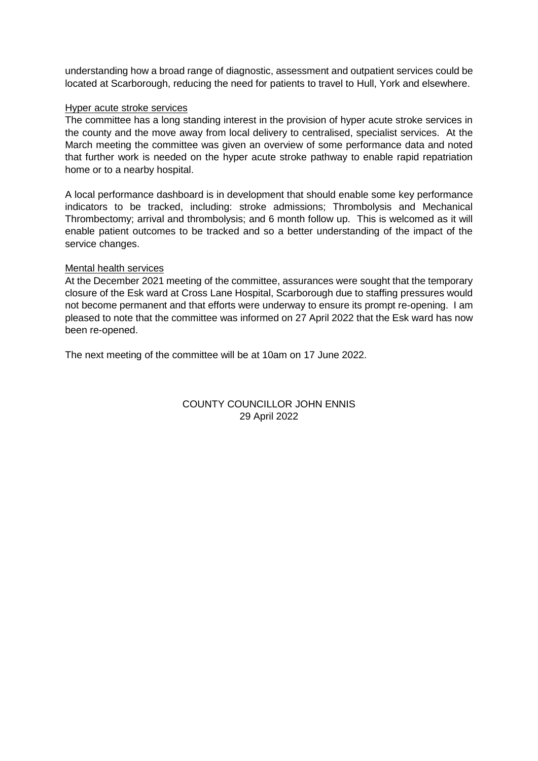understanding how a broad range of diagnostic, assessment and outpatient services could be located at Scarborough, reducing the need for patients to travel to Hull, York and elsewhere.

<u>Hyper acute stroke services</u>

The committee has a long standing interest in the provision of hyper acute stroke services in the county and the move away from local delivery to centralised, specialist services. At the March meeting the committee was given an overview of some performance data and noted that further work is needed on the hyper acute stroke pathway to enable rapid repatriation home or to a nearby hospital.

A local performance dashboard is in development that should enable some key performance indicators to be tracked, including: stroke admissions; Thrombolysis and Mechanical Thrombectomy; arrival and thrombolysis; and 6 month follow up. This is welcomed as it will enable patient outcomes to be tracked and so a better understanding of the impact of the service changes.

<u>Mental health services</u>

At the December 2021 meeting of the committee, assurances were sought that the temporary closure of the Esk ward at Cross Lane Hospital, Scarborough due to staffing pressures would not become permanent and that efforts were underway to ensure its prompt re-opening. I am pleased to note that the committee was informed on 27 April 2022 that the Esk ward has now been re-opened.

The next meeting of the committee will be at 10am on 17 June 2022.

COUNTY COUNCILLOR JOHN ENNIS
29 April 2022